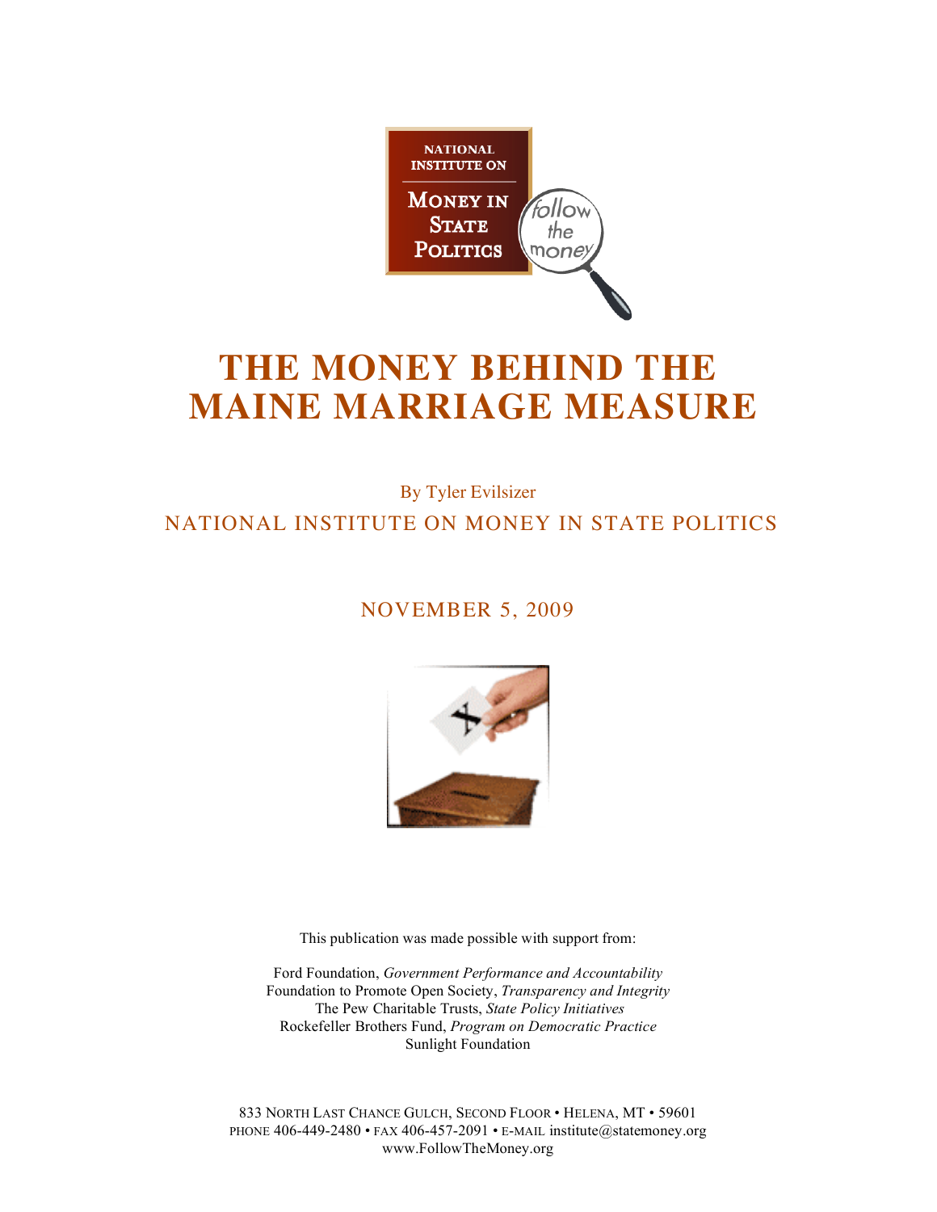NATIONAL INSTITUTE ON

MONEY IN STATE POLITICS

follow the money

# THE MONEY BEHIND THE MAINE MARRIAGE MEASURE

By Tyler Evilsizer

NATIONAL INSTITUTE ON MONEY IN STATE POLITICS

NOVEMBER 5, 2009

This publication was made possible with support from:

Ford Foundation, *Government Performance and Accountability*
Foundation to Promote Open Society, *Transparency and Integrity*
The Pew Charitable Trusts, *State Policy Initiatives*
Rockefeller Brothers Fund, *Program on Democratic Practice*
Sunlight Foundation

833 NORTH LAST CHANCE GULCH, SECOND FLOOR • HELENA, MT • 59601
PHONE 406-449-2480 • FAX 406-457-2091 • E-MAIL institute@statemoney.org
www.FollowTheMoney.org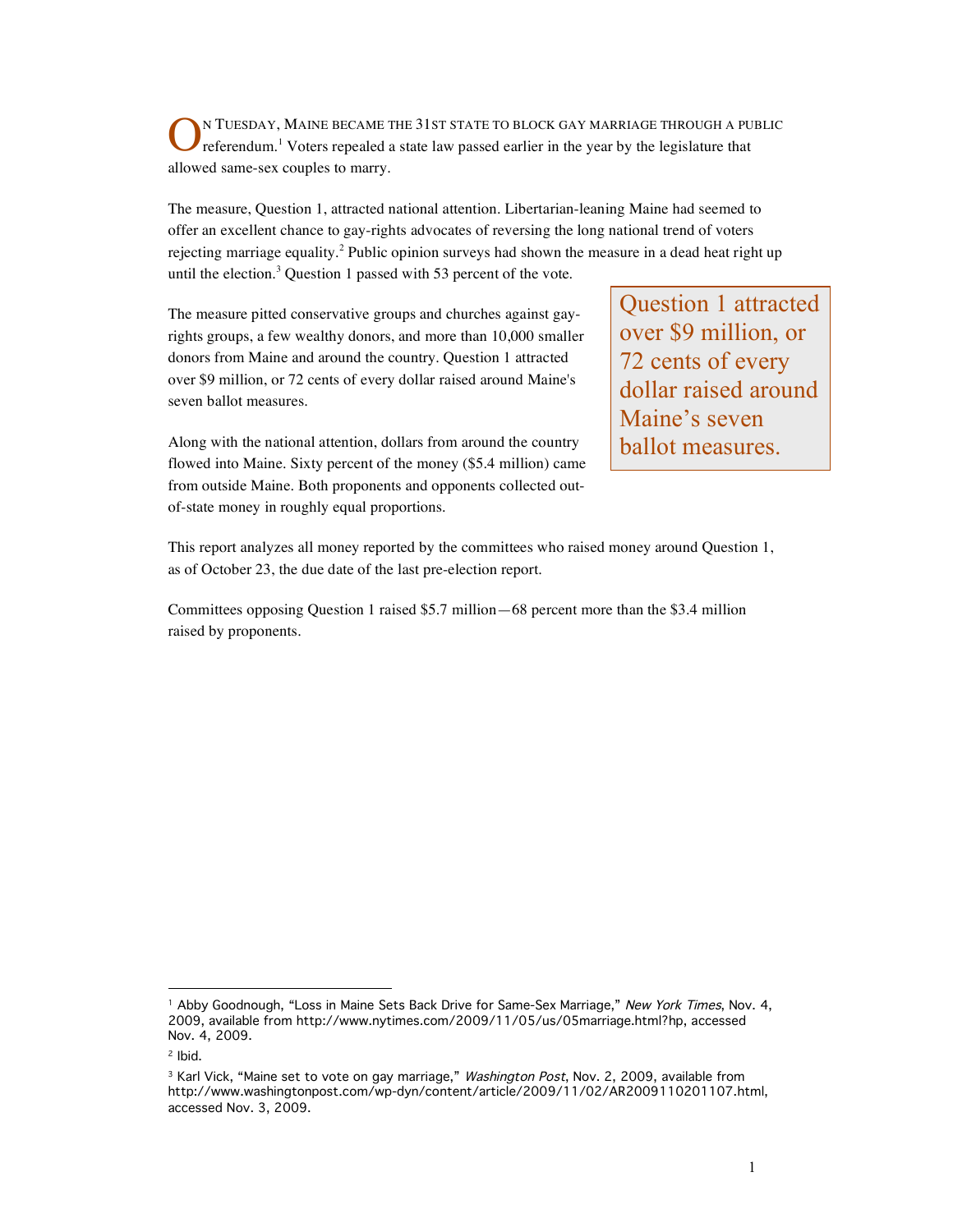ON TUESDAY, MAINE BECAME THE 31ST STATE TO BLOCK GAY MARRIAGE THROUGH A PUBLIC referendum.[1] Voters repealed a state law passed earlier in the year by the legislature that allowed same-sex couples to marry.

The measure, Question 1, attracted national attention. Libertarian-leaning Maine had seemed to offer an excellent chance to gay-rights advocates of reversing the long national trend of voters rejecting marriage equality.[2] Public opinion surveys had shown the measure in a dead heat right up until the election.[3] Question 1 passed with 53 percent of the vote.

The measure pitted conservative groups and churches against gay-rights groups, a few wealthy donors, and more than 10,000 smaller donors from Maine and around the country. Question 1 attracted over $9 million, or 72 cents of every dollar raised around Maine's seven ballot measures.

> Question 1 attracted over $9 million, or 72 cents of every dollar raised around Maine's seven ballot measures.

Along with the national attention, dollars from around the country flowed into Maine. Sixty percent of the money ($5.4 million) came from outside Maine. Both proponents and opponents collected out-of-state money in roughly equal proportions.

This report analyzes all money reported by the committees who raised money around Question 1, as of October 23, the due date of the last pre-election report.

Committees opposing Question 1 raised $5.7 million—68 percent more than the $3.4 million raised by proponents.

---

[1] Abby Goodnough, "Loss in Maine Sets Back Drive for Same-Sex Marriage," *New York Times*, Nov. 4, 2009, available from http://www.nytimes.com/2009/11/05/us/05marriage.html?hp, accessed Nov. 4, 2009.

[2] Ibid.

[3] Karl Vick, "Maine set to vote on gay marriage," *Washington Post*, Nov. 2, 2009, available from http://www.washingtonpost.com/wp-dyn/content/article/2009/11/02/AR2009110201107.html, accessed Nov. 3, 2009.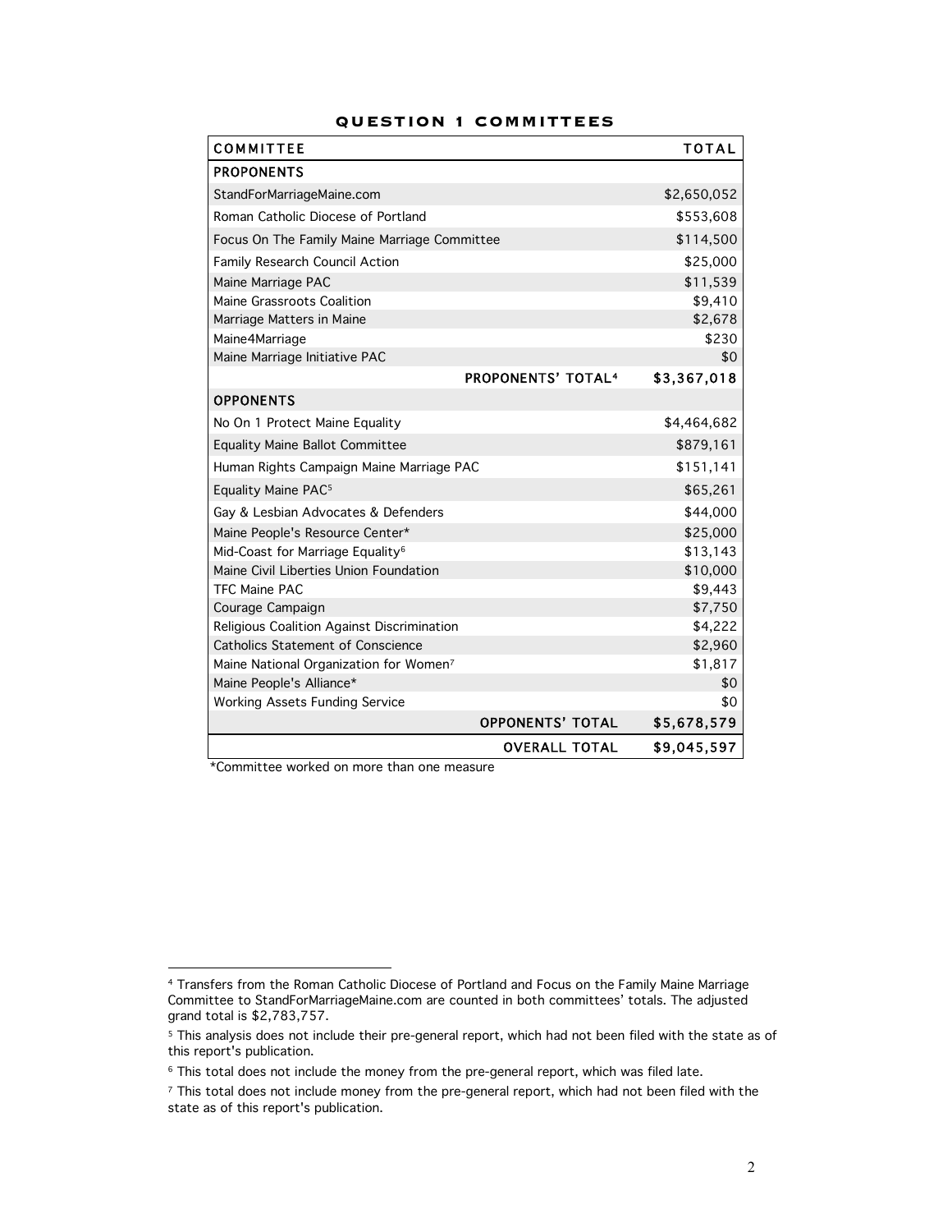## QUESTION 1 COMMITTEES

| COMMITTEE | TOTAL |
|---|---|
| **PROPONENTS** | |
| StandForMarriageMaine.com | $2,650,052 |
| Roman Catholic Diocese of Portland | $553,608 |
| Focus On The Family Maine Marriage Committee | $114,500 |
| Family Research Council Action | $25,000 |
| Maine Marriage PAC | $11,539 |
| Maine Grassroots Coalition | $9,410 |
| Marriage Matters in Maine | $2,678 |
| Maine4Marriage | $230 |
| Maine Marriage Initiative PAC | $0 |
| **PROPONENTS' TOTAL[4]** | **$3,367,018** |
| **OPPONENTS** | |
| No On 1 Protect Maine Equality | $4,464,682 |
| Equality Maine Ballot Committee | $879,161 |
| Human Rights Campaign Maine Marriage PAC | $151,141 |
| Equality Maine PAC[5] | $65,261 |
| Gay & Lesbian Advocates & Defenders | $44,000 |
| Maine People's Resource Center* | $25,000 |
| Mid-Coast for Marriage Equality[6] | $13,143 |
| Maine Civil Liberties Union Foundation | $10,000 |
| TFC Maine PAC | $9,443 |
| Courage Campaign | $7,750 |
| Religious Coalition Against Discrimination | $4,222 |
| Catholics Statement of Conscience | $2,960 |
| Maine National Organization for Women[7] | $1,817 |
| Maine People's Alliance* | $0 |
| Working Assets Funding Service | $0 |
| **OPPONENTS' TOTAL** | **$5,678,579** |
| **OVERALL TOTAL** | **$9,045,597** |

*Committee worked on more than one measure

---

[4] Transfers from the Roman Catholic Diocese of Portland and Focus on the Family Maine Marriage Committee to StandForMarriageMaine.com are counted in both committees' totals. The adjusted grand total is $2,783,757.

[5] This analysis does not include their pre-general report, which had not been filed with the state as of this report's publication.

[6] This total does not include the money from the pre-general report, which was filed late.

[7] This total does not include money from the pre-general report, which had not been filed with the state as of this report's publication.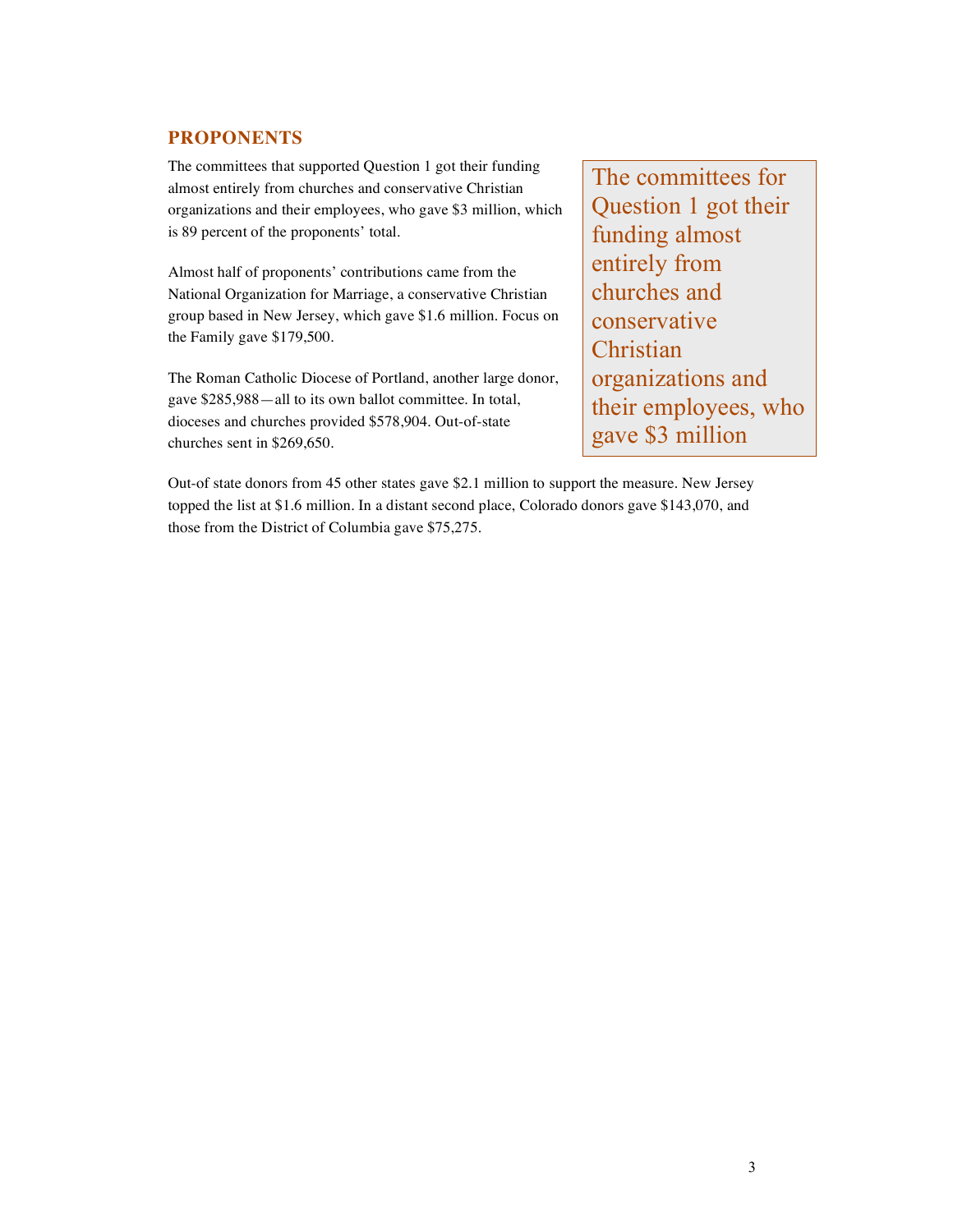## PROPONENTS

The committees that supported Question 1 got their funding almost entirely from churches and conservative Christian organizations and their employees, who gave $3 million, which is 89 percent of the proponents' total.

> The committees for Question 1 got their funding almost entirely from churches and conservative Christian organizations and their employees, who gave $3 million

Almost half of proponents' contributions came from the National Organization for Marriage, a conservative Christian group based in New Jersey, which gave $1.6 million. Focus on the Family gave $179,500.

The Roman Catholic Diocese of Portland, another large donor, gave $285,988—all to its own ballot committee. In total, dioceses and churches provided $578,904. Out-of-state churches sent in $269,650.

Out-of state donors from 45 other states gave $2.1 million to support the measure. New Jersey topped the list at $1.6 million. In a distant second place, Colorado donors gave $143,070, and those from the District of Columbia gave $75,275.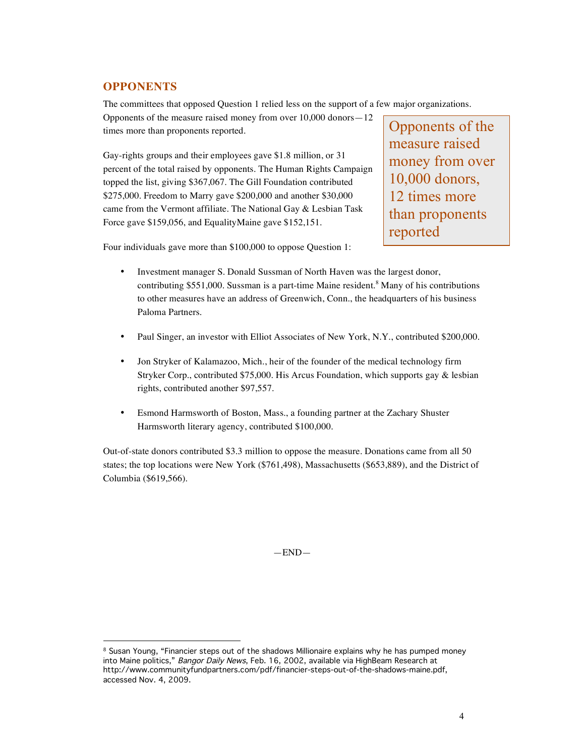## OPPONENTS

The committees that opposed Question 1 relied less on the support of a few major organizations. Opponents of the measure raised money from over 10,000 donors—12 times more than proponents reported.

> Opponents of the measure raised money from over 10,000 donors, 12 times more than proponents reported

Gay-rights groups and their employees gave $1.8 million, or 31 percent of the total raised by opponents. The Human Rights Campaign topped the list, giving $367,067. The Gill Foundation contributed $275,000. Freedom to Marry gave $200,000 and another $30,000 came from the Vermont affiliate. The National Gay & Lesbian Task Force gave $159,056, and EqualityMaine gave $152,151.

Four individuals gave more than $100,000 to oppose Question 1:

- Investment manager S. Donald Sussman of North Haven was the largest donor, contributing $551,000. Sussman is a part-time Maine resident.[8] Many of his contributions to other measures have an address of Greenwich, Conn., the headquarters of his business Paloma Partners.
- Paul Singer, an investor with Elliot Associates of New York, N.Y., contributed $200,000.
- Jon Stryker of Kalamazoo, Mich., heir of the founder of the medical technology firm Stryker Corp., contributed $75,000. His Arcus Foundation, which supports gay & lesbian rights, contributed another $97,557.
- Esmond Harmsworth of Boston, Mass., a founding partner at the Zachary Shuster Harmsworth literary agency, contributed $100,000.

Out-of-state donors contributed $3.3 million to oppose the measure. Donations came from all 50 states; the top locations were New York ($761,498), Massachusetts ($653,889), and the District of Columbia ($619,566).

—END—

[8] Susan Young, "Financier steps out of the shadows Millionaire explains why he has pumped money into Maine politics," *Bangor Daily News*, Feb. 16, 2002, available via HighBeam Research at http://www.communityfundpartners.com/pdf/financier-steps-out-of-the-shadows-maine.pdf, accessed Nov. 4, 2009.